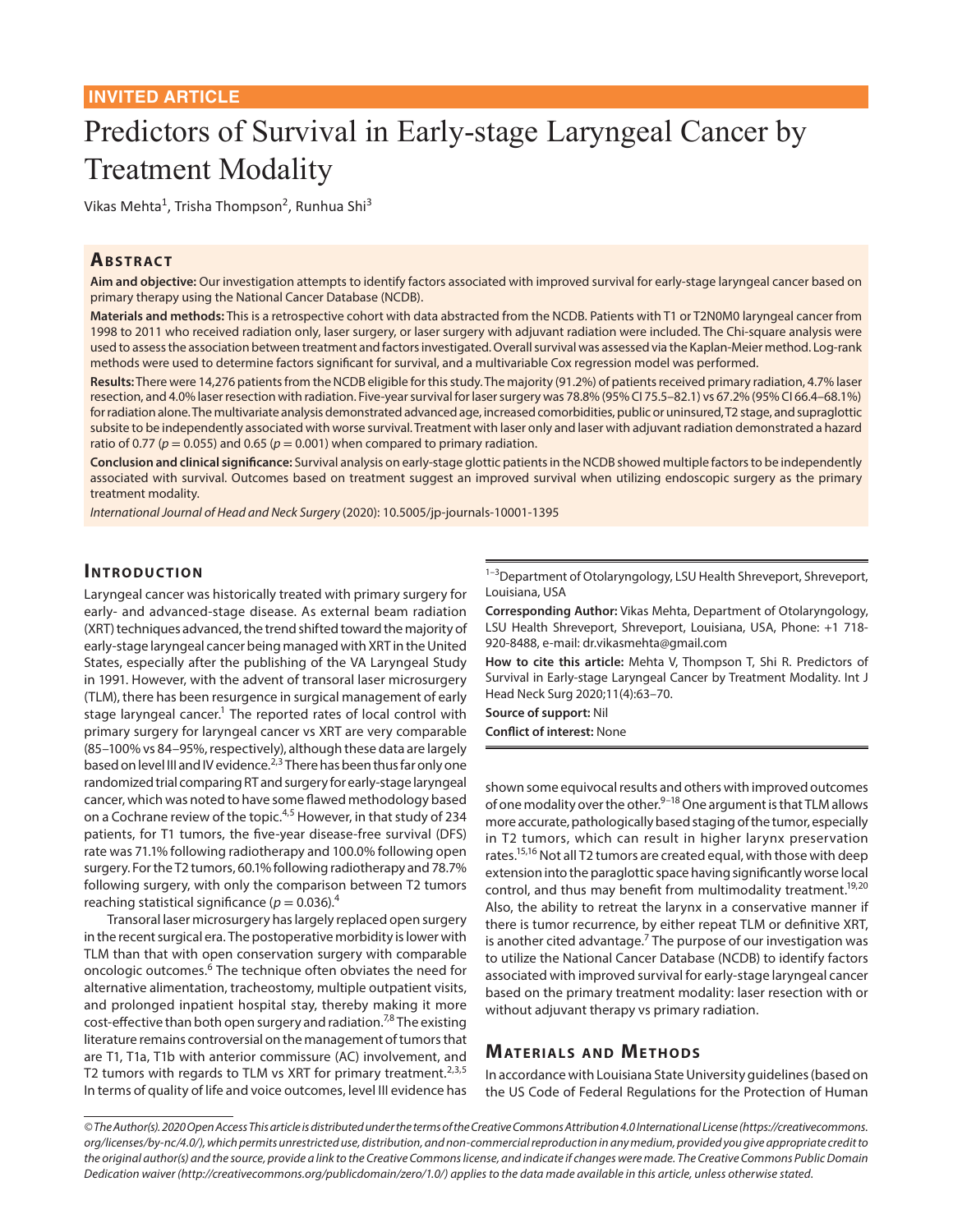**INVITED ARTICLE**

# Predictors of Survival in Early-stage Laryngeal Cancer by Treatment Modality

Vikas Mehta[1], Trisha Thompson[2], Runhua Shi[3]

## Abstract

**Aim and objective:** Our investigation attempts to identify factors associated with improved survival for early-stage laryngeal cancer based on primary therapy using the National Cancer Database (NCDB).

**Materials and methods:** This is a retrospective cohort with data abstracted from the NCDB. Patients with T1 or T2N0M0 laryngeal cancer from 1998 to 2011 who received radiation only, laser surgery, or laser surgery with adjuvant radiation were included. The Chi-square analysis were used to assess the association between treatment and factors investigated. Overall survival was assessed via the Kaplan-Meier method. Log-rank methods were used to determine factors significant for survival, and a multivariable Cox regression model was performed.

**Results:** There were 14,276 patients from the NCDB eligible for this study. The majority (91.2%) of patients received primary radiation, 4.7% laser resection, and 4.0% laser resection with radiation. Five-year survival for laser surgery was 78.8% (95% CI 75.5–82.1) vs 67.2% (95% CI 66.4–68.1%) for radiation alone. The multivariate analysis demonstrated advanced age, increased comorbidities, public or uninsured, T2 stage, and supraglottic subsite to be independently associated with worse survival. Treatment with laser only and laser with adjuvant radiation demonstrated a hazard ratio of 0.77 ($p = 0.055$) and 0.65 ($p = 0.001$) when compared to primary radiation.

**Conclusion and clinical significance:** Survival analysis on early-stage glottic patients in the NCDB showed multiple factors to be independently associated with survival. Outcomes based on treatment suggest an improved survival when utilizing endoscopic surgery as the primary treatment modality.

*International Journal of Head and Neck Surgery* (2020): 10.5005/jp-journals-10001-1395

## Introduction

Laryngeal cancer was historically treated with primary surgery for early- and advanced-stage disease. As external beam radiation (XRT) techniques advanced, the trend shifted toward the majority of early-stage laryngeal cancer being managed with XRT in the United States, especially after the publishing of the VA Laryngeal Study in 1991. However, with the advent of transoral laser microsurgery (TLM), there has been resurgence in surgical management of early stage laryngeal cancer.[1] The reported rates of local control with primary surgery for laryngeal cancer vs XRT are very comparable (85–100% vs 84–95%, respectively), although these data are largely based on level III and IV evidence.[2,3] There has been thus far only one randomized trial comparing RT and surgery for early-stage laryngeal cancer, which was noted to have some flawed methodology based on a Cochrane review of the topic.[4,5] However, in that study of 234 patients, for T1 tumors, the five-year disease-free survival (DFS) rate was 71.1% following radiotherapy and 100.0% following open surgery. For the T2 tumors, 60.1% following radiotherapy and 78.7% following surgery, with only the comparison between T2 tumors reaching statistical significance ($p = 0.036$).[4]

Transoral laser microsurgery has largely replaced open surgery in the recent surgical era. The postoperative morbidity is lower with TLM than that with open conservation surgery with comparable oncologic outcomes.[6] The technique often obviates the need for alternative alimentation, tracheostomy, multiple outpatient visits, and prolonged inpatient hospital stay, thereby making it more cost-effective than both open surgery and radiation.[7,8] The existing literature remains controversial on the management of tumors that are T1, T1a, T1b with anterior commissure (AC) involvement, and T2 tumors with regards to TLM vs XRT for primary treatment.[2,3,5] In terms of quality of life and voice outcomes, level III evidence has shown some equivocal results and others with improved outcomes of one modality over the other.[9–18] One argument is that TLM allows more accurate, pathologically based staging of the tumor, especially in T2 tumors, which can result in higher larynx preservation rates.[15,16] Not all T2 tumors are created equal, with those with deep extension into the paraglottic space having significantly worse local control, and thus may benefit from multimodality treatment.[19,20] Also, the ability to retreat the larynx in a conservative manner if there is tumor recurrence, by either repeat TLM or definitive XRT, is another cited advantage.[7] The purpose of our investigation was to utilize the National Cancer Database (NCDB) to identify factors associated with improved survival for early-stage laryngeal cancer based on the primary treatment modality: laser resection with or without adjuvant therapy vs primary radiation.

[1–3]Department of Otolaryngology, LSU Health Shreveport, Shreveport, Louisiana, USA

**Corresponding Author:** Vikas Mehta, Department of Otolaryngology, LSU Health Shreveport, Shreveport, Louisiana, USA, Phone: +1 718-920-8488, e-mail: dr.vikasmehta@gmail.com

**How to cite this article:** Mehta V, Thompson T, Shi R. Predictors of Survival in Early-stage Laryngeal Cancer by Treatment Modality. Int J Head Neck Surg 2020;11(4):63–70.

**Source of support:** Nil

**Conflict of interest:** None

## Materials and Methods

In accordance with Louisiana State University guidelines (based on the US Code of Federal Regulations for the Protection of Human

*© The Author(s). 2020 Open Access This article is distributed under the terms of the Creative Commons Attribution 4.0 International License (https://creativecommons.org/licenses/by-nc/4.0/), which permits unrestricted use, distribution, and non-commercial reproduction in any medium, provided you give appropriate credit to the original author(s) and the source, provide a link to the Creative Commons license, and indicate if changes were made. The Creative Commons Public Domain Dedication waiver (http://creativecommons.org/publicdomain/zero/1.0/) applies to the data made available in this article, unless otherwise stated.*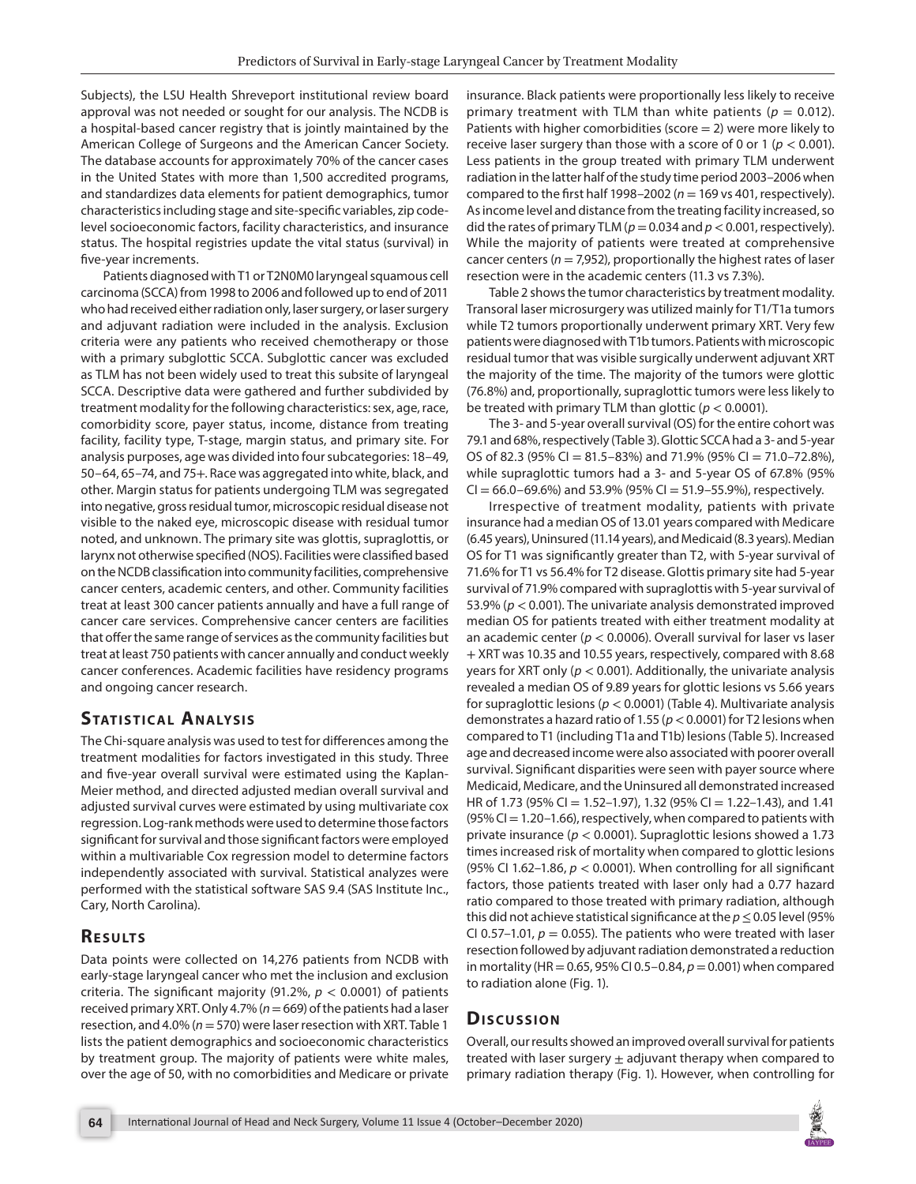Subjects), the LSU Health Shreveport institutional review board approval was not needed or sought for our analysis. The NCDB is a hospital-based cancer registry that is jointly maintained by the American College of Surgeons and the American Cancer Society. The database accounts for approximately 70% of the cancer cases in the United States with more than 1,500 accredited programs, and standardizes data elements for patient demographics, tumor characteristics including stage and site-specific variables, zip code-level socioeconomic factors, facility characteristics, and insurance status. The hospital registries update the vital status (survival) in five-year increments.

Patients diagnosed with T1 or T2N0M0 laryngeal squamous cell carcinoma (SCCA) from 1998 to 2006 and followed up to end of 2011 who had received either radiation only, laser surgery, or laser surgery and adjuvant radiation were included in the analysis. Exclusion criteria were any patients who received chemotherapy or those with a primary subglottic SCCA. Subglottic cancer was excluded as TLM has not been widely used to treat this subsite of laryngeal SCCA. Descriptive data were gathered and further subdivided by treatment modality for the following characteristics: sex, age, race, comorbidity score, payer status, income, distance from treating facility, facility type, T-stage, margin status, and primary site. For analysis purposes, age was divided into four subcategories: 18–49, 50–64, 65–74, and 75+. Race was aggregated into white, black, and other. Margin status for patients undergoing TLM was segregated into negative, gross residual tumor, microscopic residual disease not visible to the naked eye, microscopic disease with residual tumor noted, and unknown. The primary site was glottis, supraglottis, or larynx not otherwise specified (NOS). Facilities were classified based on the NCDB classification into community facilities, comprehensive cancer centers, academic centers, and other. Community facilities treat at least 300 cancer patients annually and have a full range of cancer care services. Comprehensive cancer centers are facilities that offer the same range of services as the community facilities but treat at least 750 patients with cancer annually and conduct weekly cancer conferences. Academic facilities have residency programs and ongoing cancer research.

## Statistical Analysis

The Chi-square analysis was used to test for differences among the treatment modalities for factors investigated in this study. Three and five-year overall survival were estimated using the Kaplan-Meier method, and directed adjusted median overall survival and adjusted survival curves were estimated by using multivariate cox regression. Log-rank methods were used to determine those factors significant for survival and those significant factors were employed within a multivariable Cox regression model to determine factors independently associated with survival. Statistical analyzes were performed with the statistical software SAS 9.4 (SAS Institute Inc., Cary, North Carolina).

## Results

Data points were collected on 14,276 patients from NCDB with early-stage laryngeal cancer who met the inclusion and exclusion criteria. The significant majority (91.2%, $p < 0.0001$) of patients received primary XRT. Only 4.7% ($n = 669$) of the patients had a laser resection, and 4.0% ($n = 570$) were laser resection with XRT. Table 1 lists the patient demographics and socioeconomic characteristics by treatment group. The majority of patients were white males, over the age of 50, with no comorbidities and Medicare or private insurance. Black patients were proportionally less likely to receive primary treatment with TLM than white patients ($p = 0.012$). Patients with higher comorbidities (score = 2) were more likely to receive laser surgery than those with a score of 0 or 1 ($p < 0.001$). Less patients in the group treated with primary TLM underwent radiation in the latter half of the study time period 2003–2006 when compared to the first half 1998–2002 ($n = 169$ vs 401, respectively). As income level and distance from the treating facility increased, so did the rates of primary TLM ($p = 0.034$ and $p < 0.001$, respectively). While the majority of patients were treated at comprehensive cancer centers ($n = 7,952$), proportionally the highest rates of laser resection were in the academic centers (11.3 vs 7.3%).

Table 2 shows the tumor characteristics by treatment modality. Transoral laser microsurgery was utilized mainly for T1/T1a tumors while T2 tumors proportionally underwent primary XRT. Very few patients were diagnosed with T1b tumors. Patients with microscopic residual tumor that was visible surgically underwent adjuvant XRT the majority of the time. The majority of the tumors were glottic (76.8%) and, proportionally, supraglottic tumors were less likely to be treated with primary TLM than glottic ($p < 0.0001$).

The 3- and 5-year overall survival (OS) for the entire cohort was 79.1 and 68%, respectively (Table 3). Glottic SCCA had a 3- and 5-year OS of 82.3 (95% CI = 81.5–83%) and 71.9% (95% CI = 71.0–72.8%), while supraglottic tumors had a 3- and 5-year OS of 67.8% (95% CI = 66.0–69.6%) and 53.9% (95% CI = 51.9–55.9%), respectively.

Irrespective of treatment modality, patients with private insurance had a median OS of 13.01 years compared with Medicare (6.45 years), Uninsured (11.14 years), and Medicaid (8.3 years). Median OS for T1 was significantly greater than T2, with 5-year survival of 71.6% for T1 vs 56.4% for T2 disease. Glottis primary site had 5-year survival of 71.9% compared with supraglottis with 5-year survival of 53.9% ($p < 0.001$). The univariate analysis demonstrated improved median OS for patients treated with either treatment modality at an academic center ($p < 0.0006$). Overall survival for laser vs laser + XRT was 10.35 and 10.55 years, respectively, compared with 8.68 years for XRT only ($p < 0.001$). Additionally, the univariate analysis revealed a median OS of 9.89 years for glottic lesions vs 5.66 years for supraglottic lesions ($p < 0.0001$) (Table 4). Multivariate analysis demonstrates a hazard ratio of 1.55 ($p < 0.0001$) for T2 lesions when compared to T1 (including T1a and T1b) lesions (Table 5). Increased age and decreased income were also associated with poorer overall survival. Significant disparities were seen with payer source where Medicaid, Medicare, and the Uninsured all demonstrated increased HR of 1.73 (95% CI = 1.52–1.97), 1.32 (95% CI = 1.22–1.43), and 1.41 (95% CI = 1.20–1.66), respectively, when compared to patients with private insurance ($p < 0.0001$). Supraglottic lesions showed a 1.73 times increased risk of mortality when compared to glottic lesions (95% CI 1.62–1.86, $p < 0.0001$). When controlling for all significant factors, those patients treated with laser only had a 0.77 hazard ratio compared to those treated with primary radiation, although this did not achieve statistical significance at the $p \leq 0.05$ level (95% CI 0.57–1.01, $p = 0.055$). The patients who were treated with laser resection followed by adjuvant radiation demonstrated a reduction in mortality (HR = 0.65, 95% CI 0.5–0.84, $p = 0.001$) when compared to radiation alone (Fig. 1).

## Discussion

Overall, our results showed an improved overall survival for patients treated with laser surgery ± adjuvant therapy when compared to primary radiation therapy (Fig. 1). However, when controlling for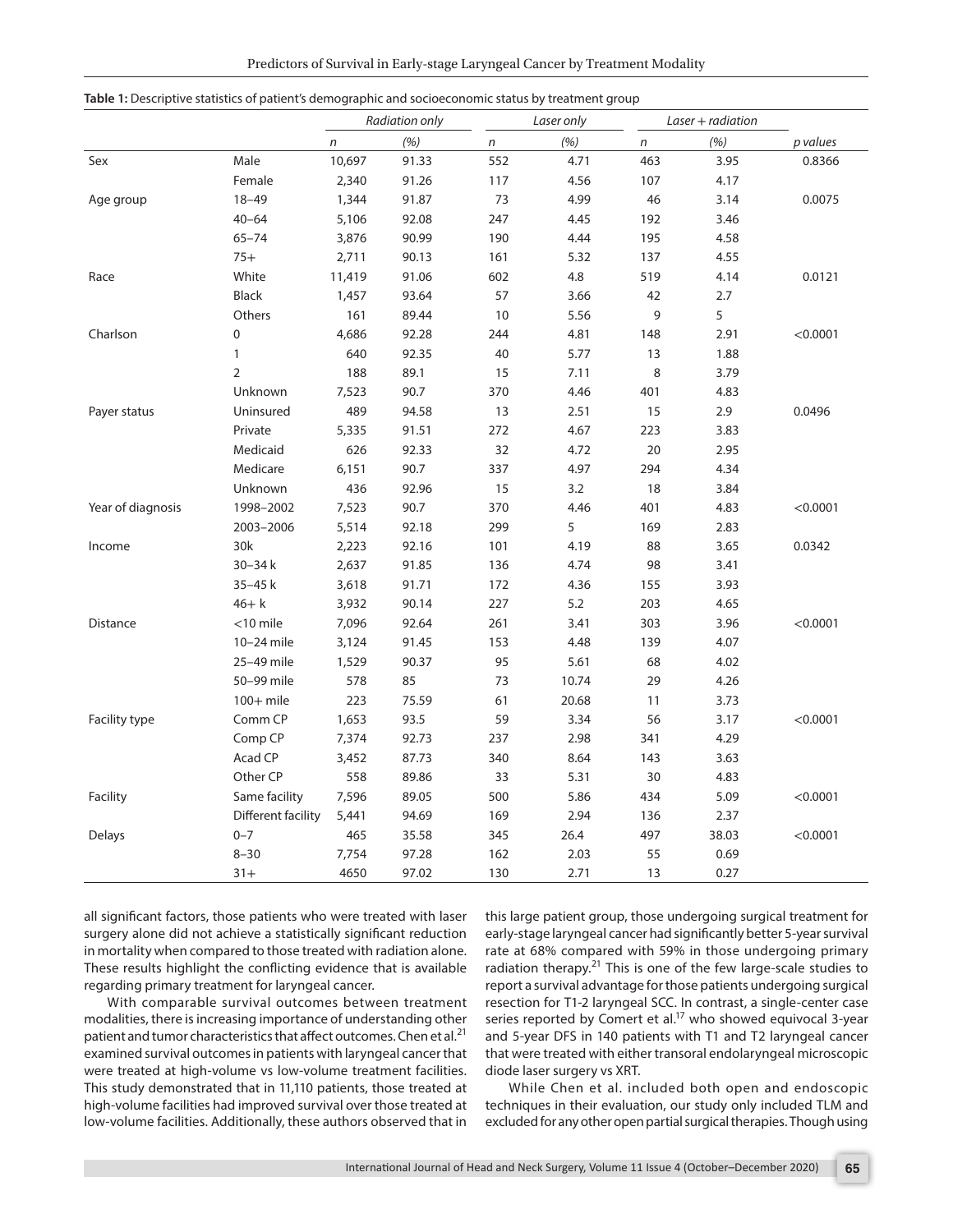**Table 1:** Descriptive statistics of patient's demographic and socioeconomic status by treatment group

| | | *Radiation only* | | *Laser only* | | *Laser + radiation* | | |
|---|---|---|---|---|---|---|---|---|
| | | *n* | *(%)* | *n* | *(%)* | *n* | *(%)* | *p values* |
| Sex | Male | 10,697 | 91.33 | 552 | 4.71 | 463 | 3.95 | 0.8366 |
| | Female | 2,340 | 91.26 | 117 | 4.56 | 107 | 4.17 | |
| Age group | 18–49 | 1,344 | 91.87 | 73 | 4.99 | 46 | 3.14 | 0.0075 |
| | 40–64 | 5,106 | 92.08 | 247 | 4.45 | 192 | 3.46 | |
| | 65–74 | 3,876 | 90.99 | 190 | 4.44 | 195 | 4.58 | |
| | 75+ | 2,711 | 90.13 | 161 | 5.32 | 137 | 4.55 | |
| Race | White | 11,419 | 91.06 | 602 | 4.8 | 519 | 4.14 | 0.0121 |
| | Black | 1,457 | 93.64 | 57 | 3.66 | 42 | 2.7 | |
| | Others | 161 | 89.44 | 10 | 5.56 | 9 | 5 | |
| Charlson | 0 | 4,686 | 92.28 | 244 | 4.81 | 148 | 2.91 | <0.0001 |
| | 1 | 640 | 92.35 | 40 | 5.77 | 13 | 1.88 | |
| | 2 | 188 | 89.1 | 15 | 7.11 | 8 | 3.79 | |
| | Unknown | 7,523 | 90.7 | 370 | 4.46 | 401 | 4.83 | |
| Payer status | Uninsured | 489 | 94.58 | 13 | 2.51 | 15 | 2.9 | 0.0496 |
| | Private | 5,335 | 91.51 | 272 | 4.67 | 223 | 3.83 | |
| | Medicaid | 626 | 92.33 | 32 | 4.72 | 20 | 2.95 | |
| | Medicare | 6,151 | 90.7 | 337 | 4.97 | 294 | 4.34 | |
| | Unknown | 436 | 92.96 | 15 | 3.2 | 18 | 3.84 | |
| Year of diagnosis | 1998–2002 | 7,523 | 90.7 | 370 | 4.46 | 401 | 4.83 | <0.0001 |
| | 2003–2006 | 5,514 | 92.18 | 299 | 5 | 169 | 2.83 | |
| Income | 30k | 2,223 | 92.16 | 101 | 4.19 | 88 | 3.65 | 0.0342 |
| | 30–34 k | 2,637 | 91.85 | 136 | 4.74 | 98 | 3.41 | |
| | 35–45 k | 3,618 | 91.71 | 172 | 4.36 | 155 | 3.93 | |
| | 46+ k | 3,932 | 90.14 | 227 | 5.2 | 203 | 4.65 | |
| Distance | <10 mile | 7,096 | 92.64 | 261 | 3.41 | 303 | 3.96 | <0.0001 |
| | 10–24 mile | 3,124 | 91.45 | 153 | 4.48 | 139 | 4.07 | |
| | 25–49 mile | 1,529 | 90.37 | 95 | 5.61 | 68 | 4.02 | |
| | 50–99 mile | 578 | 85 | 73 | 10.74 | 29 | 4.26 | |
| | 100+ mile | 223 | 75.59 | 61 | 20.68 | 11 | 3.73 | |
| Facility type | Comm CP | 1,653 | 93.5 | 59 | 3.34 | 56 | 3.17 | <0.0001 |
| | Comp CP | 7,374 | 92.73 | 237 | 2.98 | 341 | 4.29 | |
| | Acad CP | 3,452 | 87.73 | 340 | 8.64 | 143 | 3.63 | |
| | Other CP | 558 | 89.86 | 33 | 5.31 | 30 | 4.83 | |
| Facility | Same facility | 7,596 | 89.05 | 500 | 5.86 | 434 | 5.09 | <0.0001 |
| | Different facility | 5,441 | 94.69 | 169 | 2.94 | 136 | 2.37 | |
| Delays | 0–7 | 465 | 35.58 | 345 | 26.4 | 497 | 38.03 | <0.0001 |
| | 8–30 | 7,754 | 97.28 | 162 | 2.03 | 55 | 0.69 | |
| | 31+ | 4650 | 97.02 | 130 | 2.71 | 13 | 0.27 | |

all significant factors, those patients who were treated with laser surgery alone did not achieve a statistically significant reduction in mortality when compared to those treated with radiation alone. These results highlight the conflicting evidence that is available regarding primary treatment for laryngeal cancer.

With comparable survival outcomes between treatment modalities, there is increasing importance of understanding other patient and tumor characteristics that affect outcomes. Chen et al.[21] examined survival outcomes in patients with laryngeal cancer that were treated at high-volume vs low-volume treatment facilities. This study demonstrated that in 11,110 patients, those treated at high-volume facilities had improved survival over those treated at low-volume facilities. Additionally, these authors observed that in this large patient group, those undergoing surgical treatment for early-stage laryngeal cancer had significantly better 5-year survival rate at 68% compared with 59% in those undergoing primary radiation therapy.[21] This is one of the few large-scale studies to report a survival advantage for those patients undergoing surgical resection for T1-2 laryngeal SCC. In contrast, a single-center case series reported by Comert et al.[17] who showed equivocal 3-year and 5-year DFS in 140 patients with T1 and T2 laryngeal cancer that were treated with either transoral endolaryngeal microscopic diode laser surgery vs XRT.

While Chen et al. included both open and endoscopic techniques in their evaluation, our study only included TLM and excluded for any other open partial surgical therapies. Though using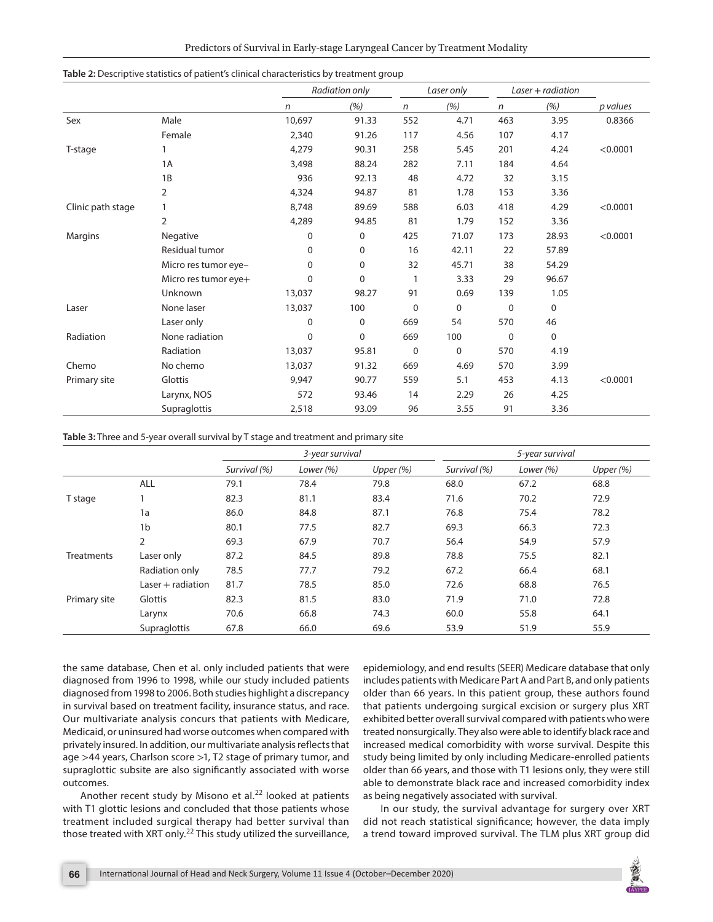**Table 2:** Descriptive statistics of patient's clinical characteristics by treatment group

| | | *Radiation only* | | *Laser only* | | *Laser + radiation* | | |
|---|---|---|---|---|---|---|---|---|
| | | *n* | *(%)* | *n* | *(%)* | *n* | *(%)* | *p values* |
| Sex | Male | 10,697 | 91.33 | 552 | 4.71 | 463 | 3.95 | 0.8366 |
| | Female | 2,340 | 91.26 | 117 | 4.56 | 107 | 4.17 | |
| T-stage | 1 | 4,279 | 90.31 | 258 | 5.45 | 201 | 4.24 | <0.0001 |
| | 1A | 3,498 | 88.24 | 282 | 7.11 | 184 | 4.64 | |
| | 1B | 936 | 92.13 | 48 | 4.72 | 32 | 3.15 | |
| | 2 | 4,324 | 94.87 | 81 | 1.78 | 153 | 3.36 | |
| Clinic path stage | 1 | 8,748 | 89.69 | 588 | 6.03 | 418 | 4.29 | <0.0001 |
| | 2 | 4,289 | 94.85 | 81 | 1.79 | 152 | 3.36 | |
| Margins | Negative | 0 | 0 | 425 | 71.07 | 173 | 28.93 | <0.0001 |
| | Residual tumor | 0 | 0 | 16 | 42.11 | 22 | 57.89 | |
| | Micro res tumor eye− | 0 | 0 | 32 | 45.71 | 38 | 54.29 | |
| | Micro res tumor eye+ | 0 | 0 | 1 | 3.33 | 29 | 96.67 | |
| | Unknown | 13,037 | 98.27 | 91 | 0.69 | 139 | 1.05 | |
| Laser | None laser | 13,037 | 100 | 0 | 0 | 0 | 0 | |
| | Laser only | 0 | 0 | 669 | 54 | 570 | 46 | |
| Radiation | None radiation | 0 | 0 | 669 | 100 | 0 | 0 | |
| | Radiation | 13,037 | 95.81 | 0 | 0 | 570 | 4.19 | |
| Chemo | No chemo | 13,037 | 91.32 | 669 | 4.69 | 570 | 3.99 | |
| Primary site | Glottis | 9,947 | 90.77 | 559 | 5.1 | 453 | 4.13 | <0.0001 |
| | Larynx, NOS | 572 | 93.46 | 14 | 2.29 | 26 | 4.25 | |
| | Supraglottis | 2,518 | 93.09 | 96 | 3.55 | 91 | 3.36 | |

**Table 3:** Three and 5-year overall survival by T stage and treatment and primary site

| | | *3-year survival* | | | *5-year survival* | | |
|---|---|---|---|---|---|---|---|
| | | *Survival (%)* | *Lower (%)* | *Upper (%)* | *Survival (%)* | *Lower (%)* | *Upper (%)* |
| | ALL | 79.1 | 78.4 | 79.8 | 68.0 | 67.2 | 68.8 |
| T stage | 1 | 82.3 | 81.1 | 83.4 | 71.6 | 70.2 | 72.9 |
| | 1a | 86.0 | 84.8 | 87.1 | 76.8 | 75.4 | 78.2 |
| | 1b | 80.1 | 77.5 | 82.7 | 69.3 | 66.3 | 72.3 |
| | 2 | 69.3 | 67.9 | 70.7 | 56.4 | 54.9 | 57.9 |
| Treatments | Laser only | 87.2 | 84.5 | 89.8 | 78.8 | 75.5 | 82.1 |
| | Radiation only | 78.5 | 77.7 | 79.2 | 67.2 | 66.4 | 68.1 |
| | Laser + radiation | 81.7 | 78.5 | 85.0 | 72.6 | 68.8 | 76.5 |
| Primary site | Glottis | 82.3 | 81.5 | 83.0 | 71.9 | 71.0 | 72.8 |
| | Larynx | 70.6 | 66.8 | 74.3 | 60.0 | 55.8 | 64.1 |
| | Supraglottis | 67.8 | 66.0 | 69.6 | 53.9 | 51.9 | 55.9 |

the same database, Chen et al. only included patients that were diagnosed from 1996 to 1998, while our study included patients diagnosed from 1998 to 2006. Both studies highlight a discrepancy in survival based on treatment facility, insurance status, and race. Our multivariate analysis concurs that patients with Medicare, Medicaid, or uninsured had worse outcomes when compared with privately insured. In addition, our multivariate analysis reflects that age >44 years, Charlson score >1, T2 stage of primary tumor, and supraglottic subsite are also significantly associated with worse outcomes.

Another recent study by Misono et al.[22] looked at patients with T1 glottic lesions and concluded that those patients whose treatment included surgical therapy had better survival than those treated with XRT only.[22] This study utilized the surveillance, epidemiology, and end results (SEER) Medicare database that only includes patients with Medicare Part A and Part B, and only patients older than 66 years. In this patient group, these authors found that patients undergoing surgical excision or surgery plus XRT exhibited better overall survival compared with patients who were treated nonsurgically. They also were able to identify black race and increased medical comorbidity with worse survival. Despite this study being limited by only including Medicare-enrolled patients older than 66 years, and those with T1 lesions only, they were still able to demonstrate black race and increased comorbidity index as being negatively associated with survival.

In our study, the survival advantage for surgery over XRT did not reach statistical significance; however, the data imply a trend toward improved survival. The TLM plus XRT group did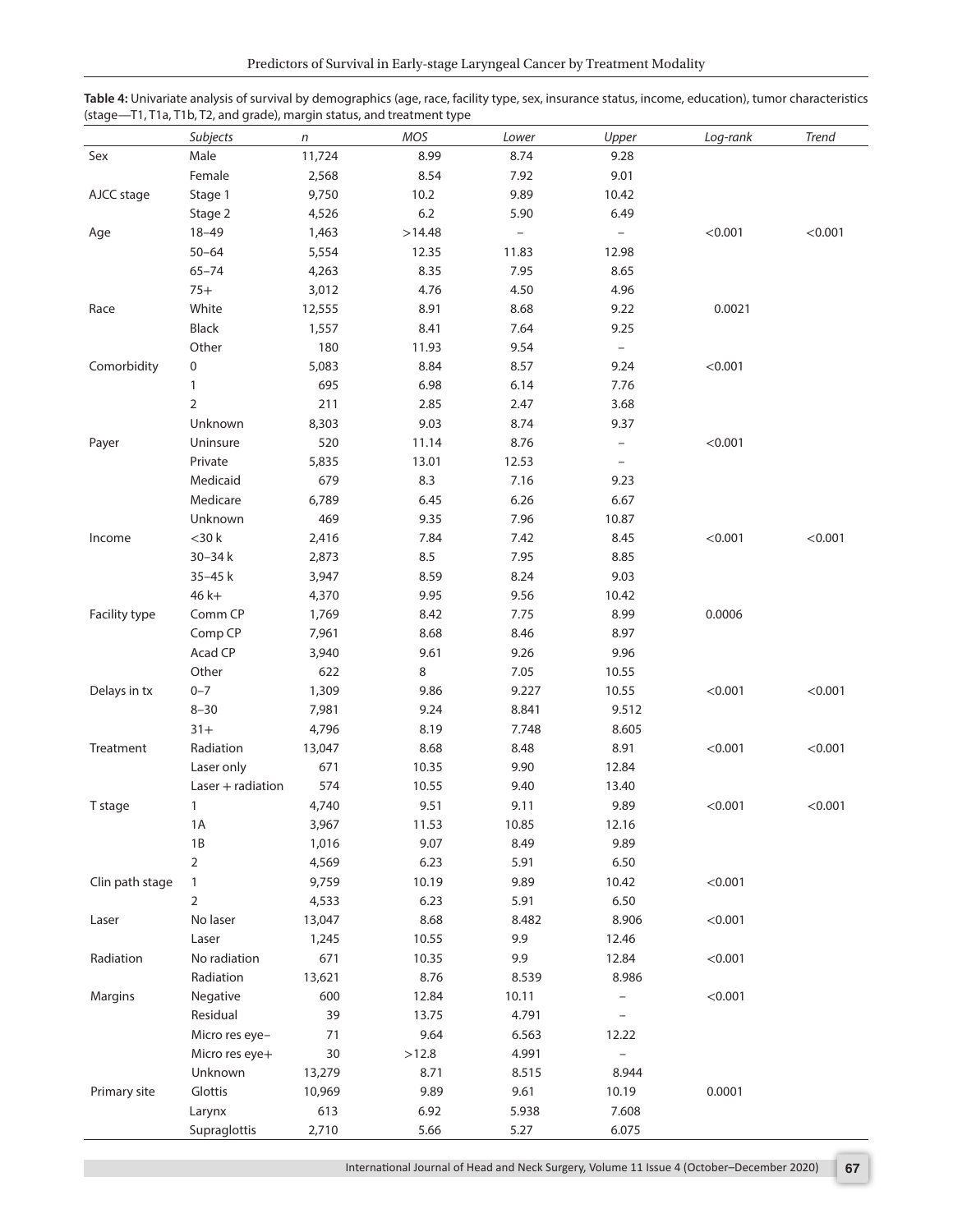**Table 4:** Univariate analysis of survival by demographics (age, race, facility type, sex, insurance status, income, education), tumor characteristics (stage—T1, T1a, T1b, T2, and grade), margin status, and treatment type

| | *Subjects* | *n* | *MOS* | *Lower* | *Upper* | *Log-rank* | *Trend* |
|---|---|---|---|---|---|---|---|
| Sex | Male | 11,724 | 8.99 | 8.74 | 9.28 | | |
| | Female | 2,568 | 8.54 | 7.92 | 9.01 | | |
| AJCC stage | Stage 1 | 9,750 | 10.2 | 9.89 | 10.42 | | |
| | Stage 2 | 4,526 | 6.2 | 5.90 | 6.49 | | |
| Age | 18–49 | 1,463 | >14.48 | – | – | <0.001 | <0.001 |
| | 50–64 | 5,554 | 12.35 | 11.83 | 12.98 | | |
| | 65–74 | 4,263 | 8.35 | 7.95 | 8.65 | | |
| | 75+ | 3,012 | 4.76 | 4.50 | 4.96 | | |
| Race | White | 12,555 | 8.91 | 8.68 | 9.22 | 0.0021 | |
| | Black | 1,557 | 8.41 | 7.64 | 9.25 | | |
| | Other | 180 | 11.93 | 9.54 | – | | |
| Comorbidity | 0 | 5,083 | 8.84 | 8.57 | 9.24 | <0.001 | |
| | 1 | 695 | 6.98 | 6.14 | 7.76 | | |
| | 2 | 211 | 2.85 | 2.47 | 3.68 | | |
| | Unknown | 8,303 | 9.03 | 8.74 | 9.37 | | |
| Payer | Uninsure | 520 | 11.14 | 8.76 | – | <0.001 | |
| | Private | 5,835 | 13.01 | 12.53 | – | | |
| | Medicaid | 679 | 8.3 | 7.16 | 9.23 | | |
| | Medicare | 6,789 | 6.45 | 6.26 | 6.67 | | |
| | Unknown | 469 | 9.35 | 7.96 | 10.87 | | |
| Income | <30 k | 2,416 | 7.84 | 7.42 | 8.45 | <0.001 | <0.001 |
| | 30–34 k | 2,873 | 8.5 | 7.95 | 8.85 | | |
| | 35–45 k | 3,947 | 8.59 | 8.24 | 9.03 | | |
| | 46 k+ | 4,370 | 9.95 | 9.56 | 10.42 | | |
| Facility type | Comm CP | 1,769 | 8.42 | 7.75 | 8.99 | 0.0006 | |
| | Comp CP | 7,961 | 8.68 | 8.46 | 8.97 | | |
| | Acad CP | 3,940 | 9.61 | 9.26 | 9.96 | | |
| | Other | 622 | 8 | 7.05 | 10.55 | | |
| Delays in tx | 0–7 | 1,309 | 9.86 | 9.227 | 10.55 | <0.001 | <0.001 |
| | 8–30 | 7,981 | 9.24 | 8.841 | 9.512 | | |
| | 31+ | 4,796 | 8.19 | 7.748 | 8.605 | | |
| Treatment | Radiation | 13,047 | 8.68 | 8.48 | 8.91 | <0.001 | <0.001 |
| | Laser only | 671 | 10.35 | 9.90 | 12.84 | | |
| | Laser + radiation | 574 | 10.55 | 9.40 | 13.40 | | |
| T stage | 1 | 4,740 | 9.51 | 9.11 | 9.89 | <0.001 | <0.001 |
| | 1A | 3,967 | 11.53 | 10.85 | 12.16 | | |
| | 1B | 1,016 | 9.07 | 8.49 | 9.89 | | |
| | 2 | 4,569 | 6.23 | 5.91 | 6.50 | | |
| Clin path stage | 1 | 9,759 | 10.19 | 9.89 | 10.42 | <0.001 | |
| | 2 | 4,533 | 6.23 | 5.91 | 6.50 | | |
| Laser | No laser | 13,047 | 8.68 | 8.482 | 8.906 | <0.001 | |
| | Laser | 1,245 | 10.55 | 9.9 | 12.46 | | |
| Radiation | No radiation | 671 | 10.35 | 9.9 | 12.84 | <0.001 | |
| | Radiation | 13,621 | 8.76 | 8.539 | 8.986 | | |
| Margins | Negative | 600 | 12.84 | 10.11 | – | <0.001 | |
| | Residual | 39 | 13.75 | 4.791 | – | | |
| | Micro res eye– | 71 | 9.64 | 6.563 | 12.22 | | |
| | Micro res eye+ | 30 | >12.8 | 4.991 | – | | |
| | Unknown | 13,279 | 8.71 | 8.515 | 8.944 | | |
| Primary site | Glottis | 10,969 | 9.89 | 9.61 | 10.19 | 0.0001 | |
| | Larynx | 613 | 6.92 | 5.938 | 7.608 | | |
| | Supraglottis | 2,710 | 5.66 | 5.27 | 6.075 | | |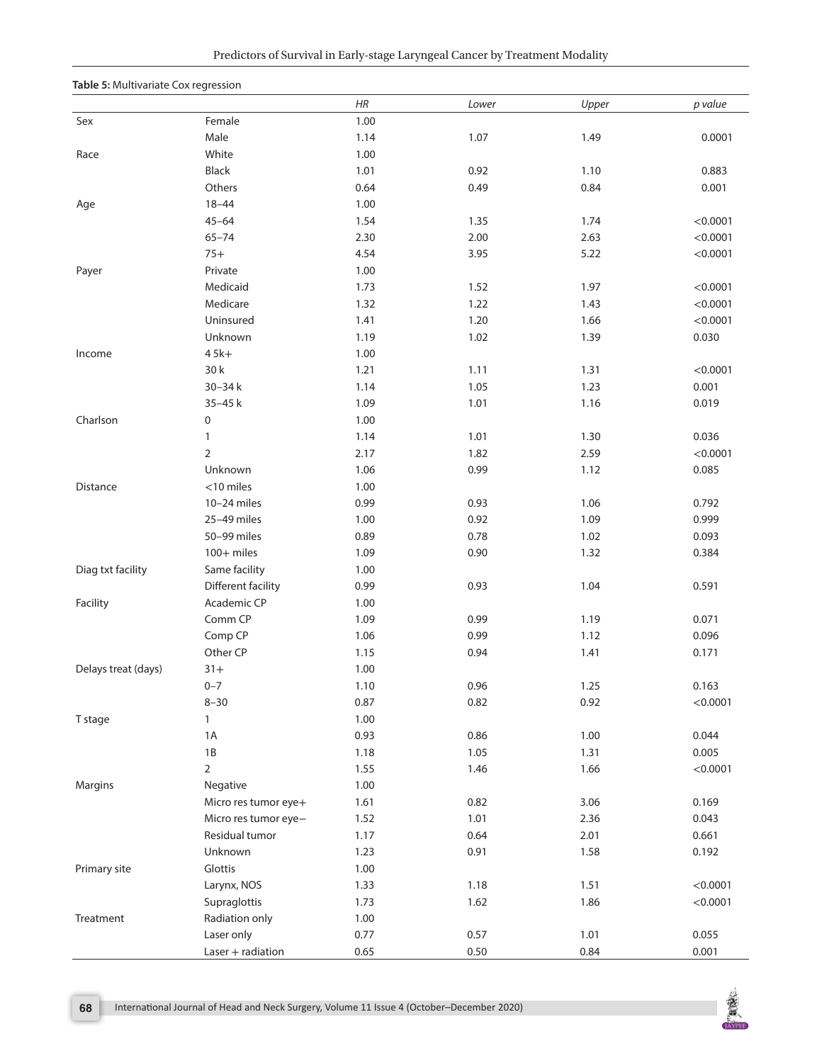**Table 5:** Multivariate Cox regression

| | | *HR* | *Lower* | *Upper* | *p value* |
|---|---|---|---|---|---|
| Sex | Female | 1.00 | | | |
| | Male | 1.14 | 1.07 | 1.49 | 0.0001 |
| Race | White | 1.00 | | | |
| | Black | 1.01 | 0.92 | 1.10 | 0.883 |
| | Others | 0.64 | 0.49 | 0.84 | 0.001 |
| Age | 18–44 | 1.00 | | | |
| | 45–64 | 1.54 | 1.35 | 1.74 | <0.0001 |
| | 65–74 | 2.30 | 2.00 | 2.63 | <0.0001 |
| | 75+ | 4.54 | 3.95 | 5.22 | <0.0001 |
| Payer | Private | 1.00 | | | |
| | Medicaid | 1.73 | 1.52 | 1.97 | <0.0001 |
| | Medicare | 1.32 | 1.22 | 1.43 | <0.0001 |
| | Uninsured | 1.41 | 1.20 | 1.66 | <0.0001 |
| | Unknown | 1.19 | 1.02 | 1.39 | 0.030 |
| Income | 4 5k+ | 1.00 | | | |
| | 30 k | 1.21 | 1.11 | 1.31 | <0.0001 |
| | 30–34 k | 1.14 | 1.05 | 1.23 | 0.001 |
| | 35–45 k | 1.09 | 1.01 | 1.16 | 0.019 |
| Charlson | 0 | 1.00 | | | |
| | 1 | 1.14 | 1.01 | 1.30 | 0.036 |
| | 2 | 2.17 | 1.82 | 2.59 | <0.0001 |
| | Unknown | 1.06 | 0.99 | 1.12 | 0.085 |
| Distance | <10 miles | 1.00 | | | |
| | 10–24 miles | 0.99 | 0.93 | 1.06 | 0.792 |
| | 25–49 miles | 1.00 | 0.92 | 1.09 | 0.999 |
| | 50–99 miles | 0.89 | 0.78 | 1.02 | 0.093 |
| | 100+ miles | 1.09 | 0.90 | 1.32 | 0.384 |
| Diag txt facility | Same facility | 1.00 | | | |
| | Different facility | 0.99 | 0.93 | 1.04 | 0.591 |
| Facility | Academic CP | 1.00 | | | |
| | Comm CP | 1.09 | 0.99 | 1.19 | 0.071 |
| | Comp CP | 1.06 | 0.99 | 1.12 | 0.096 |
| | Other CP | 1.15 | 0.94 | 1.41 | 0.171 |
| Delays treat (days) | 31+ | 1.00 | | | |
| | 0–7 | 1.10 | 0.96 | 1.25 | 0.163 |
| | 8–30 | 0.87 | 0.82 | 0.92 | <0.0001 |
| T stage | 1 | 1.00 | | | |
| | 1A | 0.93 | 0.86 | 1.00 | 0.044 |
| | 1B | 1.18 | 1.05 | 1.31 | 0.005 |
| | 2 | 1.55 | 1.46 | 1.66 | <0.0001 |
| Margins | Negative | 1.00 | | | |
| | Micro res tumor eye+ | 1.61 | 0.82 | 3.06 | 0.169 |
| | Micro res tumor eye− | 1.52 | 1.01 | 2.36 | 0.043 |
| | Residual tumor | 1.17 | 0.64 | 2.01 | 0.661 |
| | Unknown | 1.23 | 0.91 | 1.58 | 0.192 |
| Primary site | Glottis | 1.00 | | | |
| | Larynx, NOS | 1.33 | 1.18 | 1.51 | <0.0001 |
| | Supraglottis | 1.73 | 1.62 | 1.86 | <0.0001 |
| Treatment | Radiation only | 1.00 | | | |
| | Laser only | 0.77 | 0.57 | 1.01 | 0.055 |
| | Laser + radiation | 0.65 | 0.50 | 0.84 | 0.001 |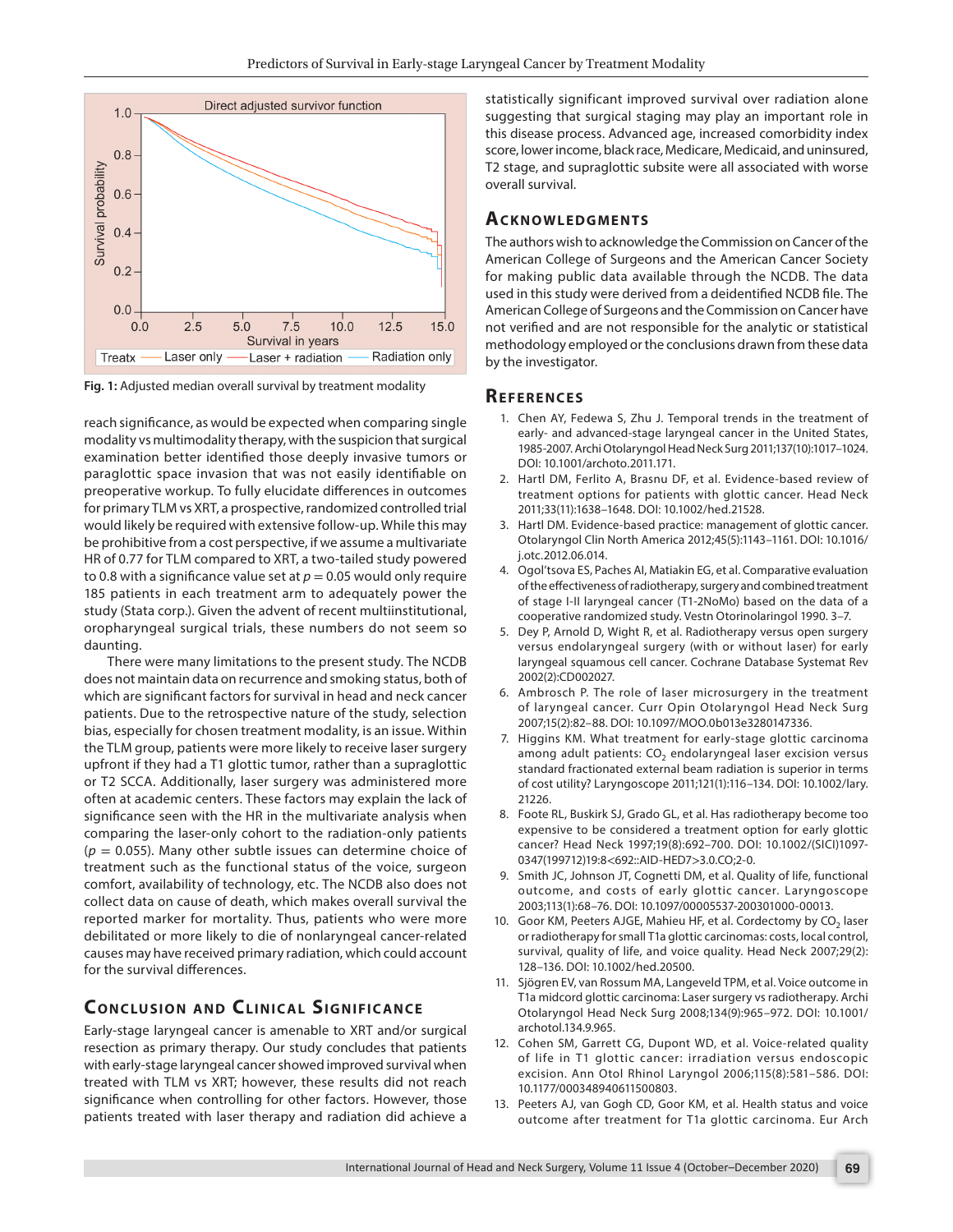Fig. 1: Adjusted median overall survival by treatment modality

reach significance, as would be expected when comparing single modality vs multimodality therapy, with the suspicion that surgical examination better identified those deeply invasive tumors or paraglottic space invasion that was not easily identifiable on preoperative workup. To fully elucidate differences in outcomes for primary TLM vs XRT, a prospective, randomized controlled trial would likely be required with extensive follow-up. While this may be prohibitive from a cost perspective, if we assume a multivariate HR of 0.77 for TLM compared to XRT, a two-tailed study powered to 0.8 with a significance value set at $p = 0.05$ would only require 185 patients in each treatment arm to adequately power the study (Stata corp.). Given the advent of recent multiinstitutional, oropharyngeal surgical trials, these numbers do not seem so daunting.

There were many limitations to the present study. The NCDB does not maintain data on recurrence and smoking status, both of which are significant factors for survival in head and neck cancer patients. Due to the retrospective nature of the study, selection bias, especially for chosen treatment modality, is an issue. Within the TLM group, patients were more likely to receive laser surgery upfront if they had a T1 glottic tumor, rather than a supraglottic or T2 SCCA. Additionally, laser surgery was administered more often at academic centers. These factors may explain the lack of significance seen with the HR in the multivariate analysis when comparing the laser-only cohort to the radiation-only patients ($p = 0.055$). Many other subtle issues can determine choice of treatment such as the functional status of the voice, surgeon comfort, availability of technology, etc. The NCDB also does not collect data on cause of death, which makes overall survival the reported marker for mortality. Thus, patients who were more debilitated or more likely to die of nonlaryngeal cancer-related causes may have received primary radiation, which could account for the survival differences.

## Conclusion and Clinical Significance

Early-stage laryngeal cancer is amenable to XRT and/or surgical resection as primary therapy. Our study concludes that patients with early-stage laryngeal cancer showed improved survival when treated with TLM vs XRT; however, these results did not reach significance when controlling for other factors. However, those patients treated with laser therapy and radiation did achieve a statistically significant improved survival over radiation alone suggesting that surgical staging may play an important role in this disease process. Advanced age, increased comorbidity index score, lower income, black race, Medicare, Medicaid, and uninsured, T2 stage, and supraglottic subsite were all associated with worse overall survival.

## Acknowledgments

The authors wish to acknowledge the Commission on Cancer of the American College of Surgeons and the American Cancer Society for making public data available through the NCDB. The data used in this study were derived from a deidentified NCDB file. The American College of Surgeons and the Commission on Cancer have not verified and are not responsible for the analytic or statistical methodology employed or the conclusions drawn from these data by the investigator.

## References

1. Chen AY, Fedewa S, Zhu J. Temporal trends in the treatment of early- and advanced-stage laryngeal cancer in the United States, 1985-2007. Archi Otolaryngol Head Neck Surg 2011;137(10):1017–1024. DOI: 10.1001/archoto.2011.171.
2. Hartl DM, Ferlito A, Brasnu DF, et al. Evidence-based review of treatment options for patients with glottic cancer. Head Neck 2011;33(11):1638–1648. DOI: 10.1002/hed.21528.
3. Hartl DM. Evidence-based practice: management of glottic cancer. Otolaryngol Clin North America 2012;45(5):1143–1161. DOI: 10.1016/j.otc.2012.06.014.
4. Ogol'tsova ES, Paches AI, Matiakin EG, et al. Comparative evaluation of the effectiveness of radiotherapy, surgery and combined treatment of stage I-II laryngeal cancer (T1-2NoMo) based on the data of a cooperative randomized study. Vestn Otorinolaringol 1990. 3–7.
5. Dey P, Arnold D, Wight R, et al. Radiotherapy versus open surgery versus endolaryngeal surgery (with or without laser) for early laryngeal squamous cell cancer. Cochrane Database Systemat Rev 2002(2):CD002027.
6. Ambrosch P. The role of laser microsurgery in the treatment of laryngeal cancer. Curr Opin Otolaryngol Head Neck Surg 2007;15(2):82–88. DOI: 10.1097/MOO.0b013e3280147336.
7. Higgins KM. What treatment for early-stage glottic carcinoma among adult patients: $CO_2$ endolaryngeal laser excision versus standard fractionated external beam radiation is superior in terms of cost utility? Laryngoscope 2011;121(1):116–134. DOI: 10.1002/lary.21226.
8. Foote RL, Buskirk SJ, Grado GL, et al. Has radiotherapy become too expensive to be considered a treatment option for early glottic cancer? Head Neck 1997;19(8):692–700. DOI: 10.1002/(SICI)1097-0347(199712)19:8<692::AID-HED7>3.0.CO;2-0.
9. Smith JC, Johnson JT, Cognetti DM, et al. Quality of life, functional outcome, and costs of early glottic cancer. Laryngoscope 2003;113(1):68–76. DOI: 10.1097/00005537-200301000-00013.
10. Goor KM, Peeters AJGE, Mahieu HF, et al. Cordectomy by $CO_2$ laser or radiotherapy for small T1a glottic carcinomas: costs, local control, survival, quality of life, and voice quality. Head Neck 2007;29(2):128–136. DOI: 10.1002/hed.20500.
11. Sjögren EV, van Rossum MA, Langeveld TPM, et al. Voice outcome in T1a midcord glottic carcinoma: Laser surgery vs radiotherapy. Archi Otolaryngol Head Neck Surg 2008;134(9):965–972. DOI: 10.1001/archotol.134.9.965.
12. Cohen SM, Garrett CG, Dupont WD, et al. Voice-related quality of life in T1 glottic cancer: irradiation versus endoscopic excision. Ann Otol Rhinol Laryngol 2006;115(8):581–586. DOI: 10.1177/000348940611500803.
13. Peeters AJ, van Gogh CD, Goor KM, et al. Health status and voice outcome after treatment for T1a glottic carcinoma. Eur Arch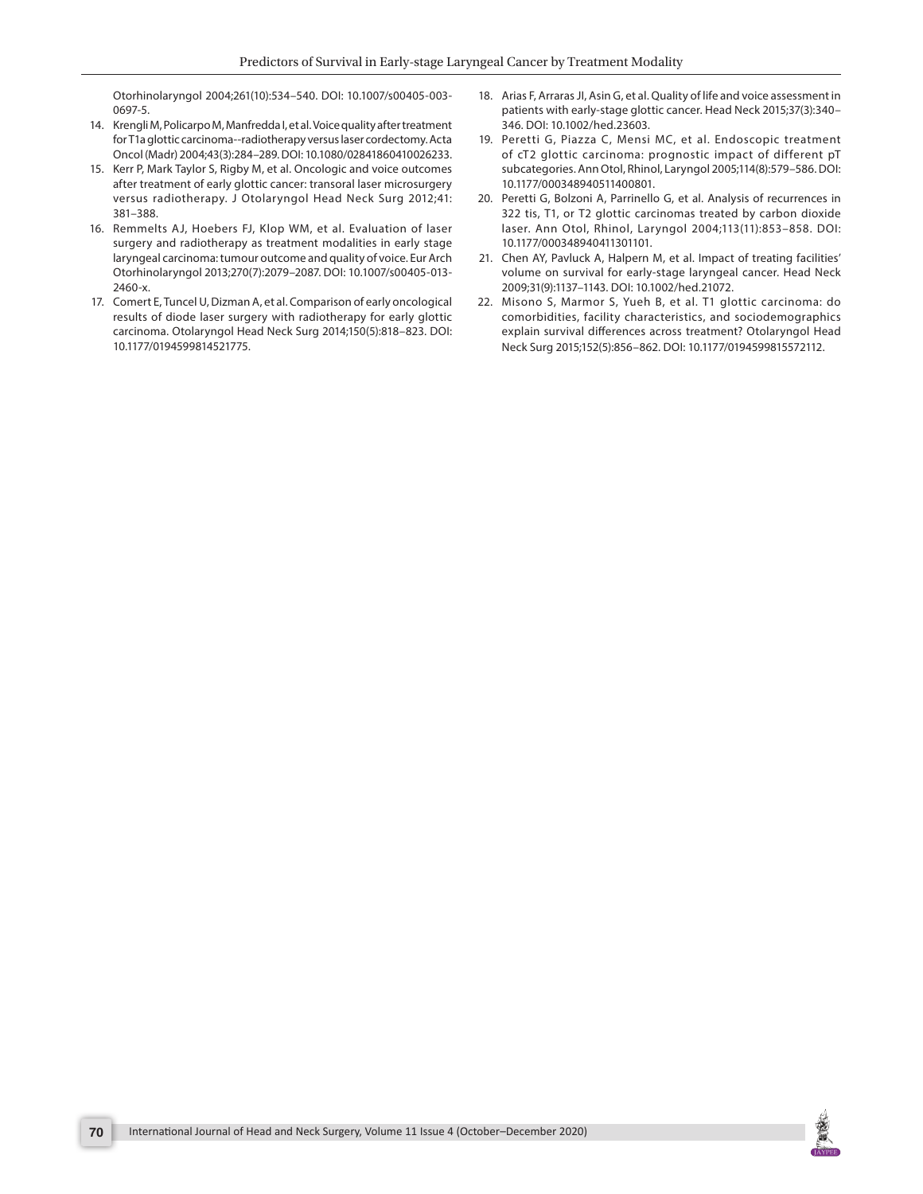Otorhinolaryngol 2004;261(10):534–540. DOI: 10.1007/s00405-003-0697-5.

14. Krengli M, Policarpo M, Manfredda I, et al. Voice quality after treatment for T1a glottic carcinoma--radiotherapy versus laser cordectomy. Acta Oncol (Madr) 2004;43(3):284–289. DOI: 10.1080/02841860410026233.
15. Kerr P, Mark Taylor S, Rigby M, et al. Oncologic and voice outcomes after treatment of early glottic cancer: transoral laser microsurgery versus radiotherapy. J Otolaryngol Head Neck Surg 2012;41: 381–388.
16. Remmelts AJ, Hoebers FJ, Klop WM, et al. Evaluation of laser surgery and radiotherapy as treatment modalities in early stage laryngeal carcinoma: tumour outcome and quality of voice. Eur Arch Otorhinolaryngol 2013;270(7):2079–2087. DOI: 10.1007/s00405-013-2460-x.
17. Comert E, Tuncel U, Dizman A, et al. Comparison of early oncological results of diode laser surgery with radiotherapy for early glottic carcinoma. Otolaryngol Head Neck Surg 2014;150(5):818–823. DOI: 10.1177/0194599814521775.
18. Arias F, Arraras JI, Asin G, et al. Quality of life and voice assessment in patients with early-stage glottic cancer. Head Neck 2015;37(3):340–346. DOI: 10.1002/hed.23603.
19. Peretti G, Piazza C, Mensi MC, et al. Endoscopic treatment of cT2 glottic carcinoma: prognostic impact of different pT subcategories. Ann Otol, Rhinol, Laryngol 2005;114(8):579–586. DOI: 10.1177/000348940511400801.
20. Peretti G, Bolzoni A, Parrinello G, et al. Analysis of recurrences in 322 tis, T1, or T2 glottic carcinomas treated by carbon dioxide laser. Ann Otol, Rhinol, Laryngol 2004;113(11):853–858. DOI: 10.1177/000348940411301101.
21. Chen AY, Pavluck A, Halpern M, et al. Impact of treating facilities' volume on survival for early-stage laryngeal cancer. Head Neck 2009;31(9):1137–1143. DOI: 10.1002/hed.21072.
22. Misono S, Marmor S, Yueh B, et al. T1 glottic carcinoma: do comorbidities, facility characteristics, and sociodemographics explain survival differences across treatment? Otolaryngol Head Neck Surg 2015;152(5):856–862. DOI: 10.1177/0194599815572112.